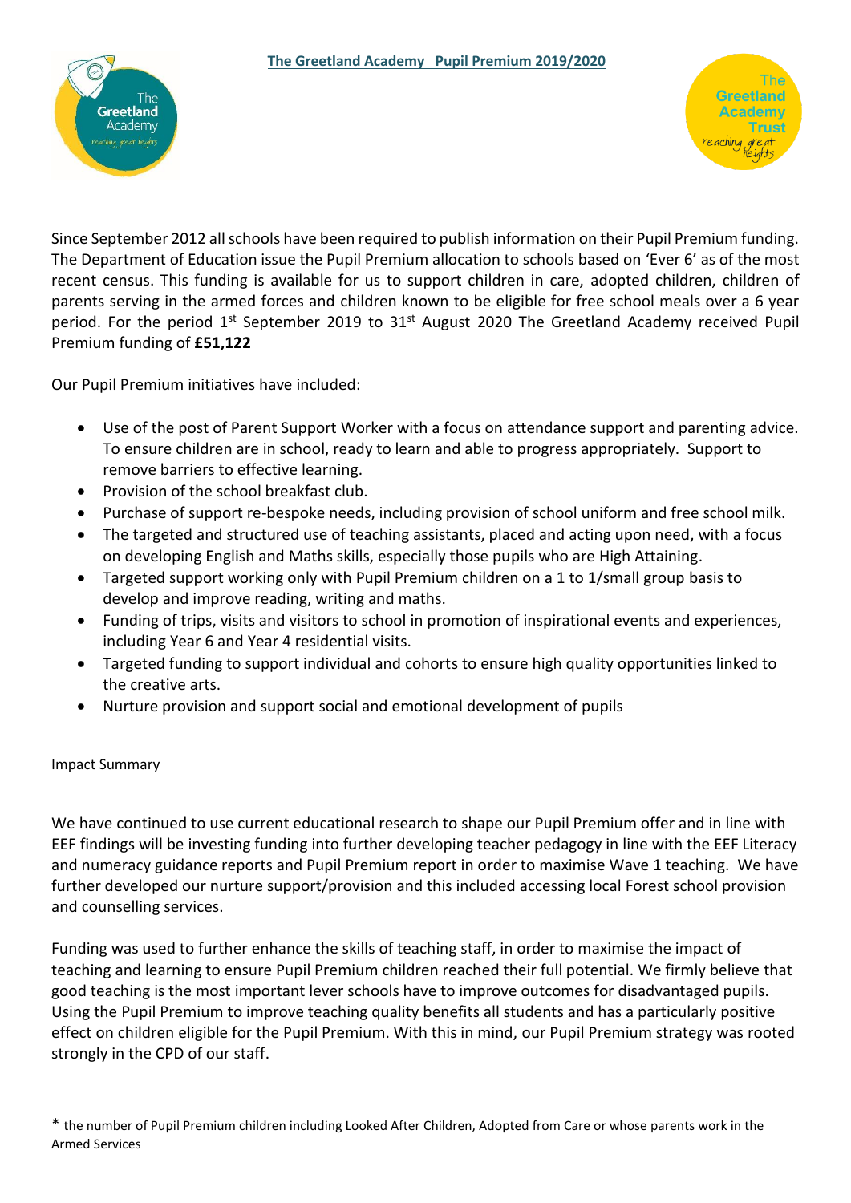# The Greetland Academy Pupil Premium 2019/2020

Since September 2012 all schools have been required to publish information on their Pupil Premium funding. The Department of Education issue the Pupil Premium allocation to schools based on 'Ever 6' as of the most recent census. This funding is available for us to support children in care, adopted children, children of parents serving in the armed forces and children known to be eligible for free school meals over a 6 year period. For the period 1st September 2019 to 31st August 2020 The Greetland Academy received Pupil Premium funding of **£51,122**

Our Pupil Premium initiatives have included:

- Use of the post of Parent Support Worker with a focus on attendance support and parenting advice. To ensure children are in school, ready to learn and able to progress appropriately. Support to remove barriers to effective learning.
- Provision of the school breakfast club.
- Purchase of support re-bespoke needs, including provision of school uniform and free school milk.
- The targeted and structured use of teaching assistants, placed and acting upon need, with a focus on developing English and Maths skills, especially those pupils who are High Attaining.
- Targeted support working only with Pupil Premium children on a 1 to 1/small group basis to develop and improve reading, writing and maths.
- Funding of trips, visits and visitors to school in promotion of inspirational events and experiences, including Year 6 and Year 4 residential visits.
- Targeted funding to support individual and cohorts to ensure high quality opportunities linked to the creative arts.
- Nurture provision and support social and emotional development of pupils

## Impact Summary

We have continued to use current educational research to shape our Pupil Premium offer and in line with EEF findings will be investing funding into further developing teacher pedagogy in line with the EEF Literacy and numeracy guidance reports and Pupil Premium report in order to maximise Wave 1 teaching. We have further developed our nurture support/provision and this included accessing local Forest school provision and counselling services.

Funding was used to further enhance the skills of teaching staff, in order to maximise the impact of teaching and learning to ensure Pupil Premium children reached their full potential. We firmly believe that good teaching is the most important lever schools have to improve outcomes for disadvantaged pupils. Using the Pupil Premium to improve teaching quality benefits all students and has a particularly positive effect on children eligible for the Pupil Premium. With this in mind, our Pupil Premium strategy was rooted strongly in the CPD of our staff.

* the number of Pupil Premium children including Looked After Children, Adopted from Care or whose parents work in the Armed Services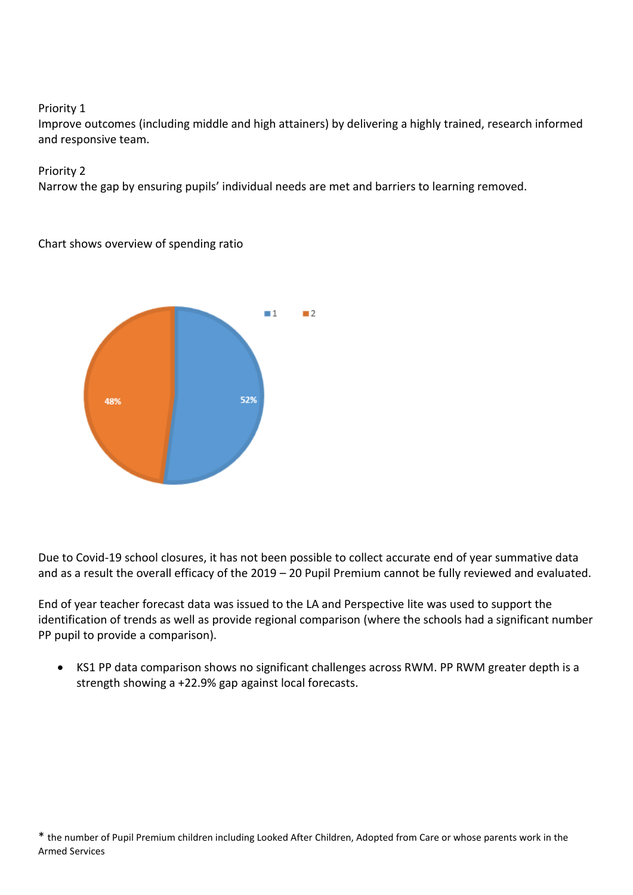Priority 1
Improve outcomes (including middle and high attainers) by delivering a highly trained, research informed and responsive team.

Priority 2
Narrow the gap by ensuring pupils' individual needs are met and barriers to learning removed.

Chart shows overview of spending ratio

Due to Covid-19 school closures, it has not been possible to collect accurate end of year summative data and as a result the overall efficacy of the 2019 – 20 Pupil Premium cannot be fully reviewed and evaluated.

End of year teacher forecast data was issued to the LA and Perspective lite was used to support the identification of trends as well as provide regional comparison (where the schools had a significant number PP pupil to provide a comparison).

- KS1 PP data comparison shows no significant challenges across RWM. PP RWM greater depth is a strength showing a +22.9% gap against local forecasts.

* the number of Pupil Premium children including Looked After Children, Adopted from Care or whose parents work in the Armed Services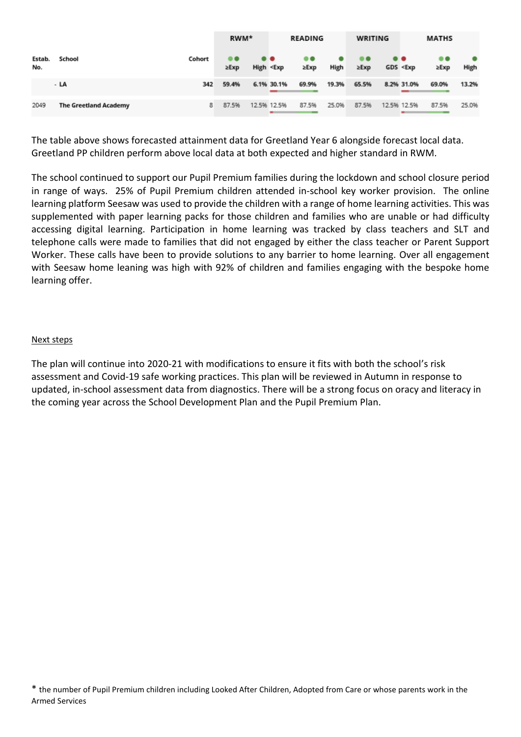| Estab. No. | School | Cohort | RWM* ≥Exp | RWM* High | RWM* <Exp | READING ≥Exp | READING High | WRITING ≥Exp | WRITING GDS | WRITING <Exp | MATHS ≥Exp | MATHS High |
|---|---|---|---|---|---|---|---|---|---|---|---|---|
| | - LA | 342 | 59.4% | 6.1% | 30.1% | 69.9% | 19.3% | 65.5% | 8.2% | 31.0% | 69.0% | 13.2% |
| 2049 | The Greetland Academy | 8 | 87.5% | 12.5% | 12.5% | 87.5% | 25.0% | 87.5% | 12.5% | 12.5% | 87.5% | 25.0% |

The table above shows forecasted attainment data for Greetland Year 6 alongside forecast local data. Greetland PP children perform above local data at both expected and higher standard in RWM.

The school continued to support our Pupil Premium families during the lockdown and school closure period in range of ways. 25% of Pupil Premium children attended in-school key worker provision. The online learning platform Seesaw was used to provide the children with a range of home learning activities. This was supplemented with paper learning packs for those children and families who are unable or had difficulty accessing digital learning. Participation in home learning was tracked by class teachers and SLT and telephone calls were made to families that did not engaged by either the class teacher or Parent Support Worker. These calls have been to provide solutions to any barrier to home learning. Over all engagement with Seesaw home leaning was high with 92% of children and families engaging with the bespoke home learning offer.

Next steps

The plan will continue into 2020-21 with modifications to ensure it fits with both the school's risk assessment and Covid-19 safe working practices. This plan will be reviewed in Autumn in response to updated, in-school assessment data from diagnostics. There will be a strong focus on oracy and literacy in the coming year across the School Development Plan and the Pupil Premium Plan.

* the number of Pupil Premium children including Looked After Children, Adopted from Care or whose parents work in the Armed Services